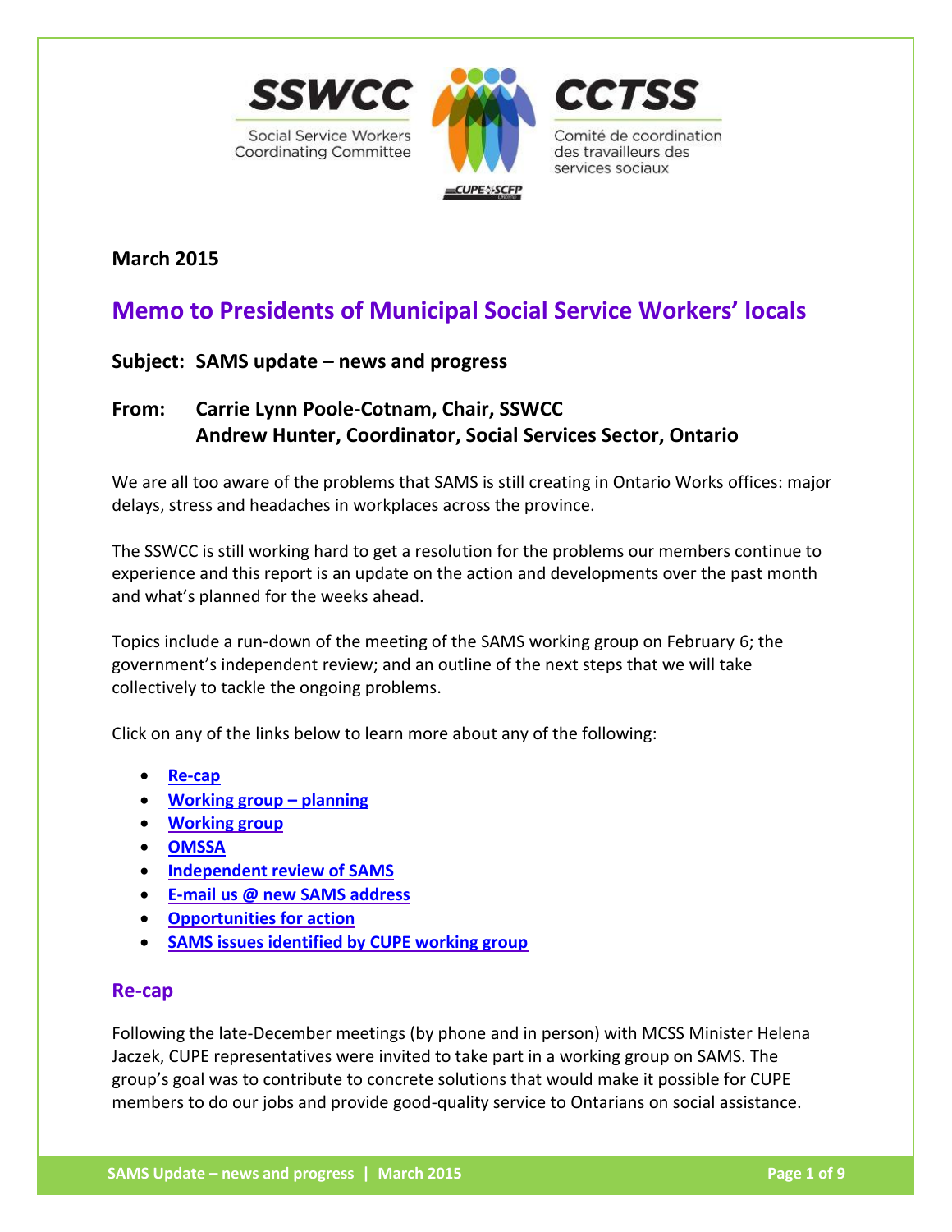**SSWCC** Social Service Workers Coordinating Committee

**CCTSS** Comité de coordination des travailleurs des services sociaux

**March 2015**

## Memo to Presidents of Municipal Social Service Workers' locals

**Subject: SAMS update – news and progress**

**From: Carrie Lynn Poole-Cotnam, Chair, SSWCC**
**Andrew Hunter, Coordinator, Social Services Sector, Ontario**

We are all too aware of the problems that SAMS is still creating in Ontario Works offices: major delays, stress and headaches in workplaces across the province.

The SSWCC is still working hard to get a resolution for the problems our members continue to experience and this report is an update on the action and developments over the past month and what's planned for the weeks ahead.

Topics include a run-down of the meeting of the SAMS working group on February 6; the government's independent review; and an outline of the next steps that we will take collectively to tackle the ongoing problems.

Click on any of the links below to learn more about any of the following:

- **Re-cap**
- **Working group – planning**
- **Working group**
- **OMSSA**
- **Independent review of SAMS**
- **E-mail us @ new SAMS address**
- **Opportunities for action**
- **SAMS issues identified by CUPE working group**

### Re-cap

Following the late-December meetings (by phone and in person) with MCSS Minister Helena Jaczek, CUPE representatives were invited to take part in a working group on SAMS. The group's goal was to contribute to concrete solutions that would make it possible for CUPE members to do our jobs and provide good-quality service to Ontarians on social assistance.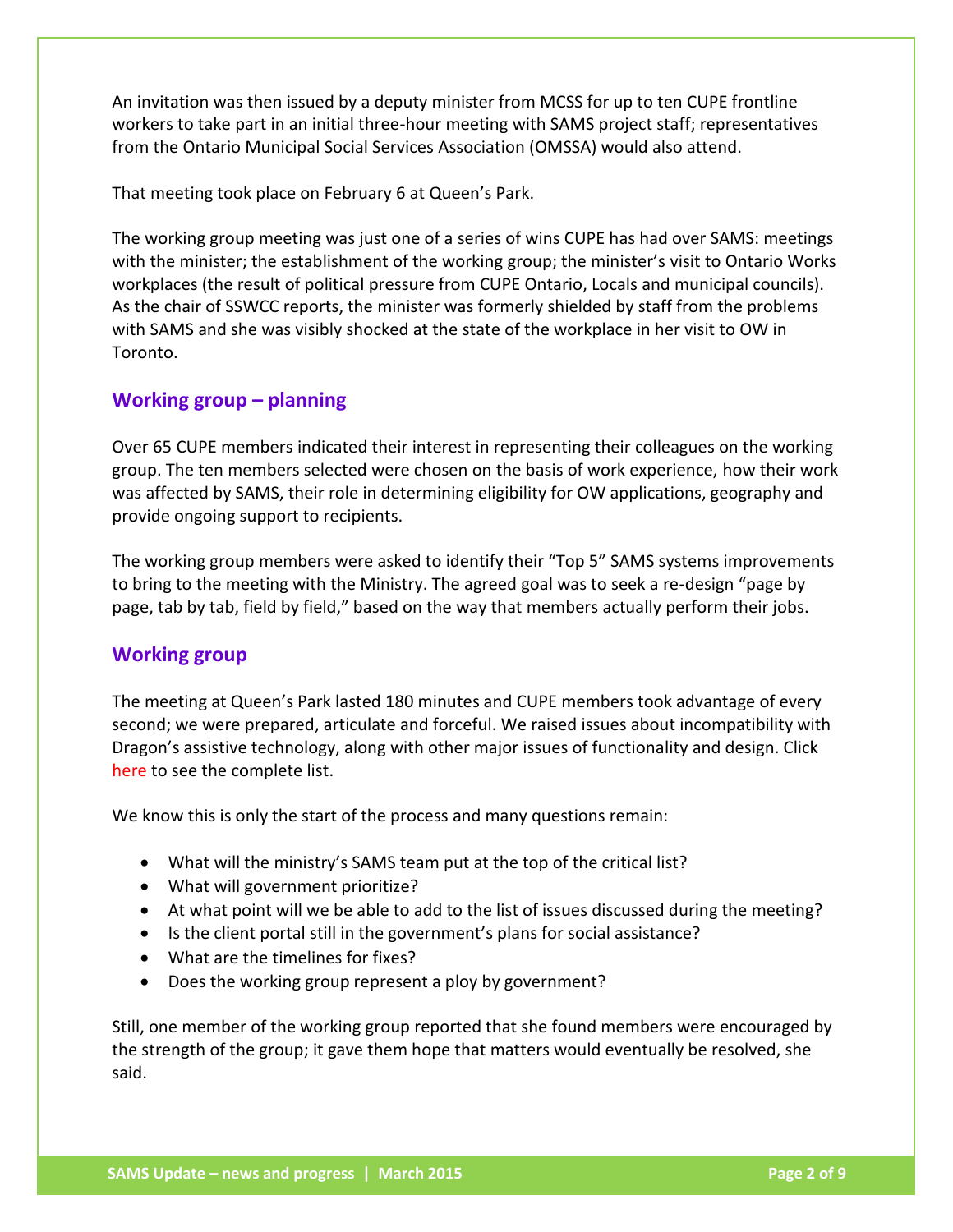An invitation was then issued by a deputy minister from MCSS for up to ten CUPE frontline workers to take part in an initial three-hour meeting with SAMS project staff; representatives from the Ontario Municipal Social Services Association (OMSSA) would also attend.

That meeting took place on February 6 at Queen's Park.

The working group meeting was just one of a series of wins CUPE has had over SAMS: meetings with the minister; the establishment of the working group; the minister's visit to Ontario Works workplaces (the result of political pressure from CUPE Ontario, Locals and municipal councils). As the chair of SSWCC reports, the minister was formerly shielded by staff from the problems with SAMS and she was visibly shocked at the state of the workplace in her visit to OW in Toronto.

## Working group – planning

Over 65 CUPE members indicated their interest in representing their colleagues on the working group. The ten members selected were chosen on the basis of work experience, how their work was affected by SAMS, their role in determining eligibility for OW applications, geography and provide ongoing support to recipients.

The working group members were asked to identify their "Top 5" SAMS systems improvements to bring to the meeting with the Ministry. The agreed goal was to seek a re-design "page by page, tab by tab, field by field," based on the way that members actually perform their jobs.

## Working group

The meeting at Queen's Park lasted 180 minutes and CUPE members took advantage of every second; we were prepared, articulate and forceful. We raised issues about incompatibility with Dragon's assistive technology, along with other major issues of functionality and design. Click here to see the complete list.

We know this is only the start of the process and many questions remain:

- What will the ministry's SAMS team put at the top of the critical list?
- What will government prioritize?
- At what point will we be able to add to the list of issues discussed during the meeting?
- Is the client portal still in the government's plans for social assistance?
- What are the timelines for fixes?
- Does the working group represent a ploy by government?

Still, one member of the working group reported that she found members were encouraged by the strength of the group; it gave them hope that matters would eventually be resolved, she said.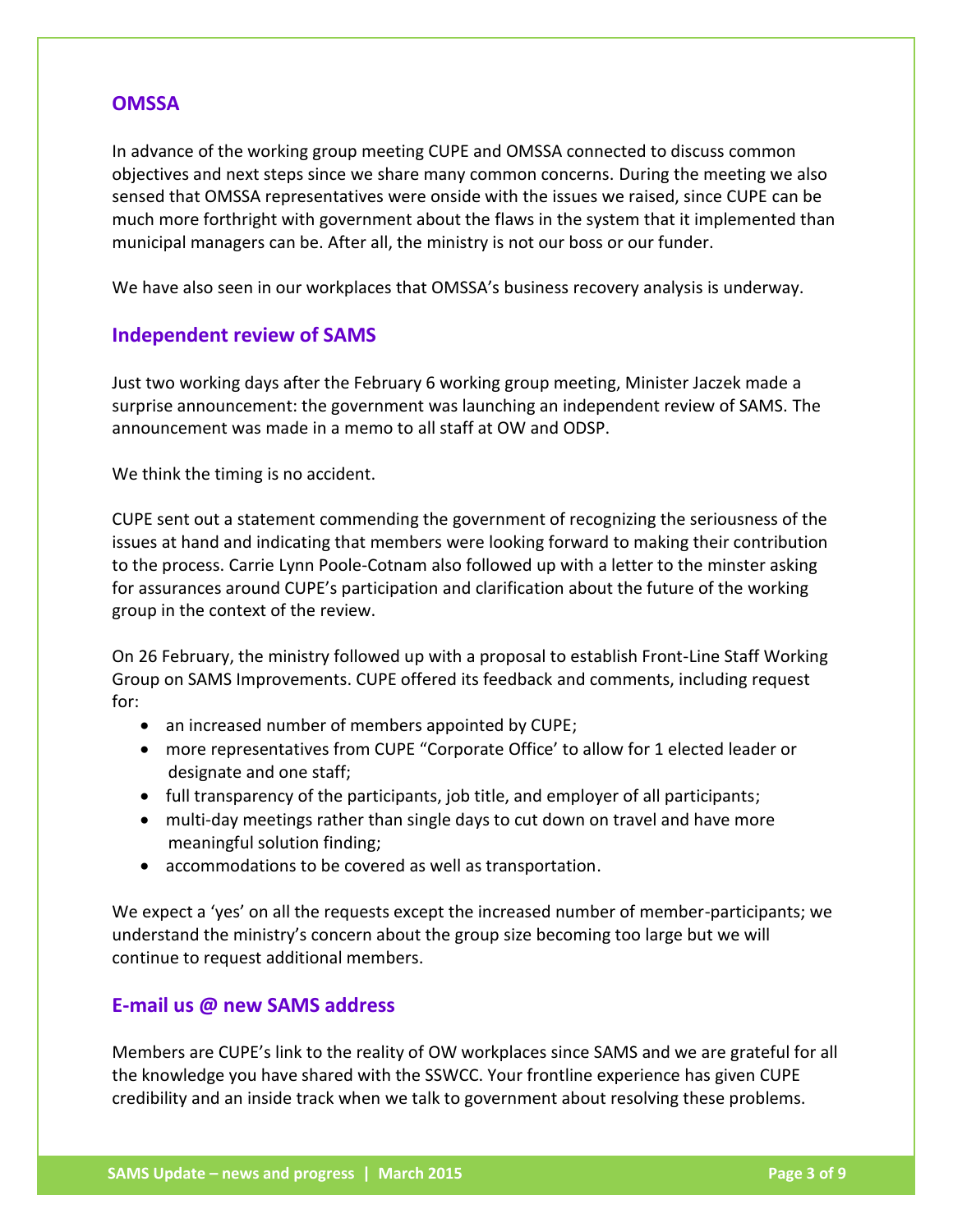## OMSSA

In advance of the working group meeting CUPE and OMSSA connected to discuss common objectives and next steps since we share many common concerns. During the meeting we also sensed that OMSSA representatives were onside with the issues we raised, since CUPE can be much more forthright with government about the flaws in the system that it implemented than municipal managers can be. After all, the ministry is not our boss or our funder.

We have also seen in our workplaces that OMSSA's business recovery analysis is underway.

## Independent review of SAMS

Just two working days after the February 6 working group meeting, Minister Jaczek made a surprise announcement: the government was launching an independent review of SAMS. The announcement was made in a memo to all staff at OW and ODSP.

We think the timing is no accident.

CUPE sent out a statement commending the government of recognizing the seriousness of the issues at hand and indicating that members were looking forward to making their contribution to the process. Carrie Lynn Poole-Cotnam also followed up with a letter to the minster asking for assurances around CUPE's participation and clarification about the future of the working group in the context of the review.

On 26 February, the ministry followed up with a proposal to establish Front-Line Staff Working Group on SAMS Improvements. CUPE offered its feedback and comments, including request for:

- an increased number of members appointed by CUPE;
- more representatives from CUPE "Corporate Office' to allow for 1 elected leader or designate and one staff;
- full transparency of the participants, job title, and employer of all participants;
- multi-day meetings rather than single days to cut down on travel and have more meaningful solution finding;
- accommodations to be covered as well as transportation.

We expect a 'yes' on all the requests except the increased number of member-participants; we understand the ministry's concern about the group size becoming too large but we will continue to request additional members.

## E-mail us @ new SAMS address

Members are CUPE's link to the reality of OW workplaces since SAMS and we are grateful for all the knowledge you have shared with the SSWCC. Your frontline experience has given CUPE credibility and an inside track when we talk to government about resolving these problems.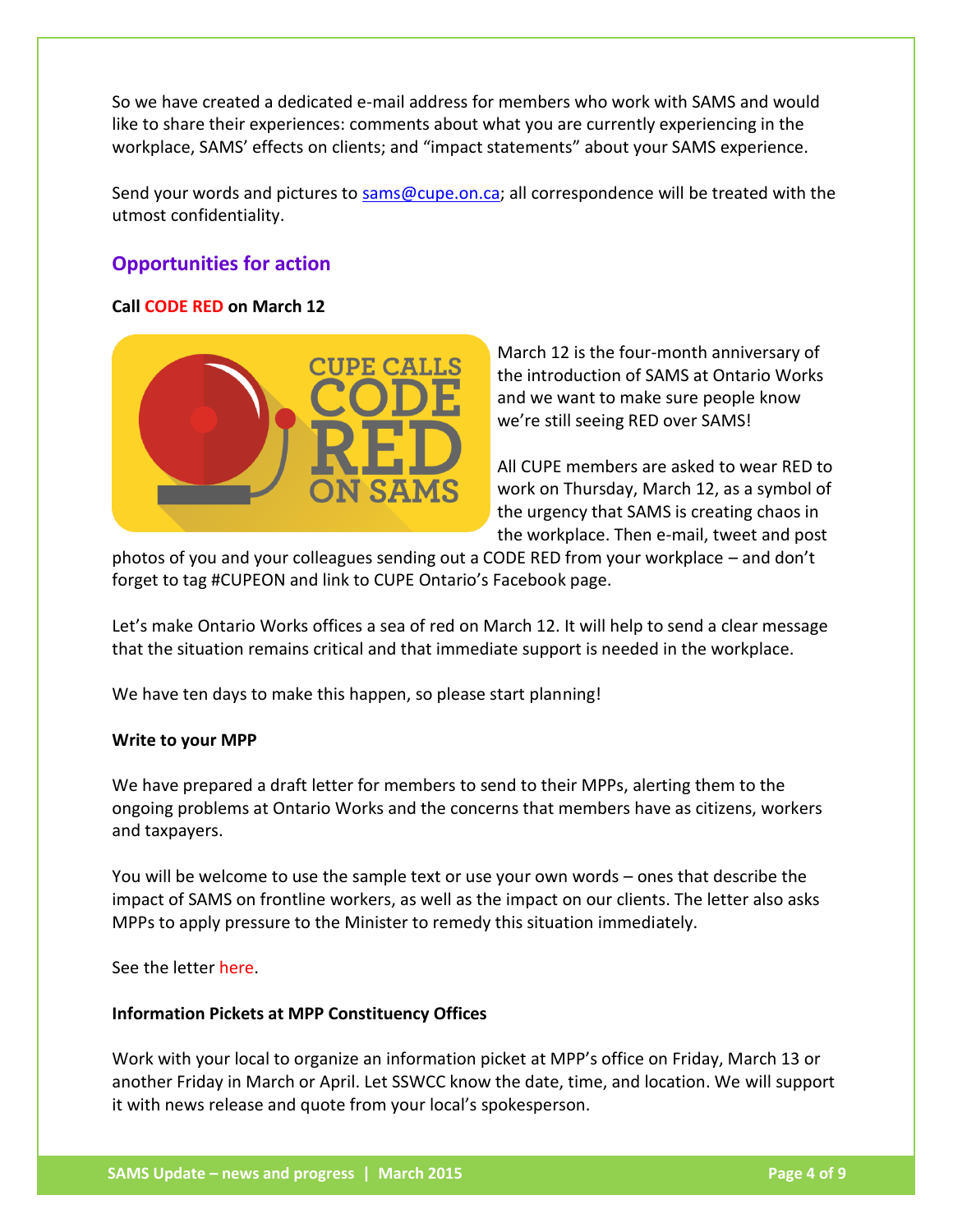So we have created a dedicated e-mail address for members who work with SAMS and would like to share their experiences: comments about what you are currently experiencing in the workplace, SAMS' effects on clients; and "impact statements" about your SAMS experience.

Send your words and pictures to sams@cupe.on.ca; all correspondence will be treated with the utmost confidentiality.

## Opportunities for action

**Call CODE RED on March 12**

March 12 is the four-month anniversary of the introduction of SAMS at Ontario Works and we want to make sure people know we're still seeing RED over SAMS!

All CUPE members are asked to wear RED to work on Thursday, March 12, as a symbol of the urgency that SAMS is creating chaos in the workplace. Then e-mail, tweet and post photos of you and your colleagues sending out a CODE RED from your workplace – and don't forget to tag #CUPEON and link to CUPE Ontario's Facebook page.

Let's make Ontario Works offices a sea of red on March 12. It will help to send a clear message that the situation remains critical and that immediate support is needed in the workplace.

We have ten days to make this happen, so please start planning!

**Write to your MPP**

We have prepared a draft letter for members to send to their MPPs, alerting them to the ongoing problems at Ontario Works and the concerns that members have as citizens, workers and taxpayers.

You will be welcome to use the sample text or use your own words – ones that describe the impact of SAMS on frontline workers, as well as the impact on our clients. The letter also asks MPPs to apply pressure to the Minister to remedy this situation immediately.

See the letter here.

**Information Pickets at MPP Constituency Offices**

Work with your local to organize an information picket at MPP's office on Friday, March 13 or another Friday in March or April. Let SSWCC know the date, time, and location. We will support it with news release and quote from your local's spokesperson.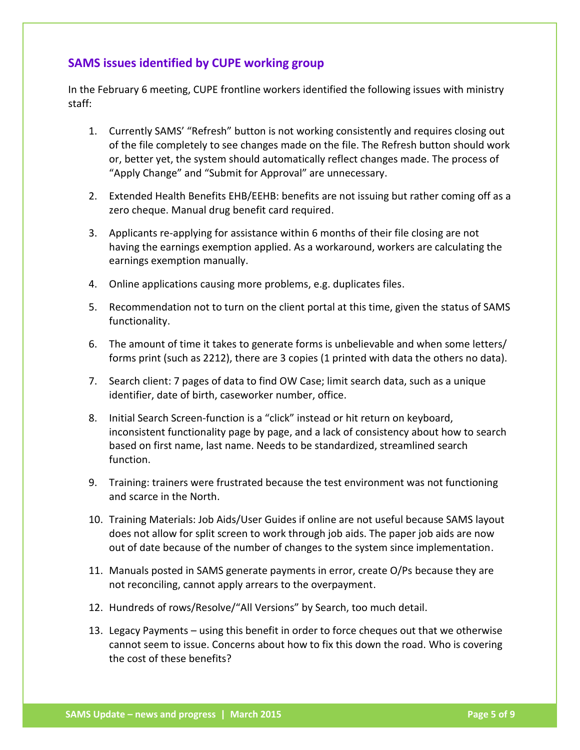## SAMS issues identified by CUPE working group

In the February 6 meeting, CUPE frontline workers identified the following issues with ministry staff:

1. Currently SAMS' "Refresh" button is not working consistently and requires closing out of the file completely to see changes made on the file. The Refresh button should work or, better yet, the system should automatically reflect changes made. The process of "Apply Change" and "Submit for Approval" are unnecessary.

2. Extended Health Benefits EHB/EEHB: benefits are not issuing but rather coming off as a zero cheque. Manual drug benefit card required.

3. Applicants re-applying for assistance within 6 months of their file closing are not having the earnings exemption applied. As a workaround, workers are calculating the earnings exemption manually.

4. Online applications causing more problems, e.g. duplicates files.

5. Recommendation not to turn on the client portal at this time, given the status of SAMS functionality.

6. The amount of time it takes to generate forms is unbelievable and when some letters/ forms print (such as 2212), there are 3 copies (1 printed with data the others no data).

7. Search client: 7 pages of data to find OW Case; limit search data, such as a unique identifier, date of birth, caseworker number, office.

8. Initial Search Screen-function is a "click" instead or hit return on keyboard, inconsistent functionality page by page, and a lack of consistency about how to search based on first name, last name. Needs to be standardized, streamlined search function.

9. Training: trainers were frustrated because the test environment was not functioning and scarce in the North.

10. Training Materials: Job Aids/User Guides if online are not useful because SAMS layout does not allow for split screen to work through job aids. The paper job aids are now out of date because of the number of changes to the system since implementation.

11. Manuals posted in SAMS generate payments in error, create O/Ps because they are not reconciling, cannot apply arrears to the overpayment.

12. Hundreds of rows/Resolve/"All Versions" by Search, too much detail.

13. Legacy Payments – using this benefit in order to force cheques out that we otherwise cannot seem to issue. Concerns about how to fix this down the road. Who is covering the cost of these benefits?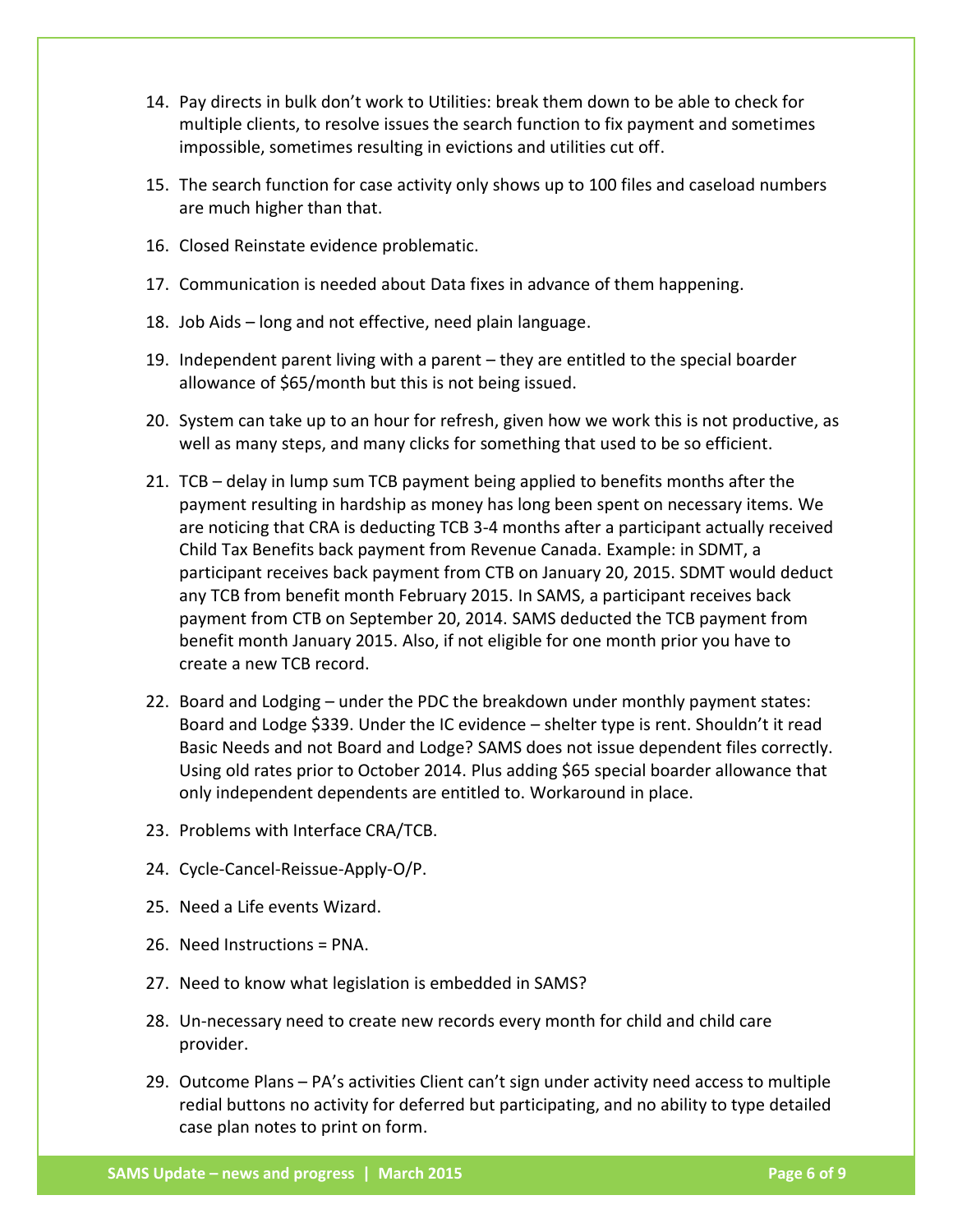14. Pay directs in bulk don't work to Utilities: break them down to be able to check for multiple clients, to resolve issues the search function to fix payment and sometimes impossible, sometimes resulting in evictions and utilities cut off.

15. The search function for case activity only shows up to 100 files and caseload numbers are much higher than that.

16. Closed Reinstate evidence problematic.

17. Communication is needed about Data fixes in advance of them happening.

18. Job Aids – long and not effective, need plain language.

19. Independent parent living with a parent – they are entitled to the special boarder allowance of $65/month but this is not being issued.

20. System can take up to an hour for refresh, given how we work this is not productive, as well as many steps, and many clicks for something that used to be so efficient.

21. TCB – delay in lump sum TCB payment being applied to benefits months after the payment resulting in hardship as money has long been spent on necessary items. We are noticing that CRA is deducting TCB 3-4 months after a participant actually received Child Tax Benefits back payment from Revenue Canada. Example: in SDMT, a participant receives back payment from CTB on January 20, 2015. SDMT would deduct any TCB from benefit month February 2015. In SAMS, a participant receives back payment from CTB on September 20, 2014. SAMS deducted the TCB payment from benefit month January 2015. Also, if not eligible for one month prior you have to create a new TCB record.

22. Board and Lodging – under the PDC the breakdown under monthly payment states: Board and Lodge $339. Under the IC evidence – shelter type is rent. Shouldn't it read Basic Needs and not Board and Lodge? SAMS does not issue dependent files correctly. Using old rates prior to October 2014. Plus adding $65 special boarder allowance that only independent dependents are entitled to. Workaround in place.

23. Problems with Interface CRA/TCB.

24. Cycle-Cancel-Reissue-Apply-O/P.

25. Need a Life events Wizard.

26. Need Instructions = PNA.

27. Need to know what legislation is embedded in SAMS?

28. Un-necessary need to create new records every month for child and child care provider.

29. Outcome Plans – PA's activities Client can't sign under activity need access to multiple redial buttons no activity for deferred but participating, and no ability to type detailed case plan notes to print on form.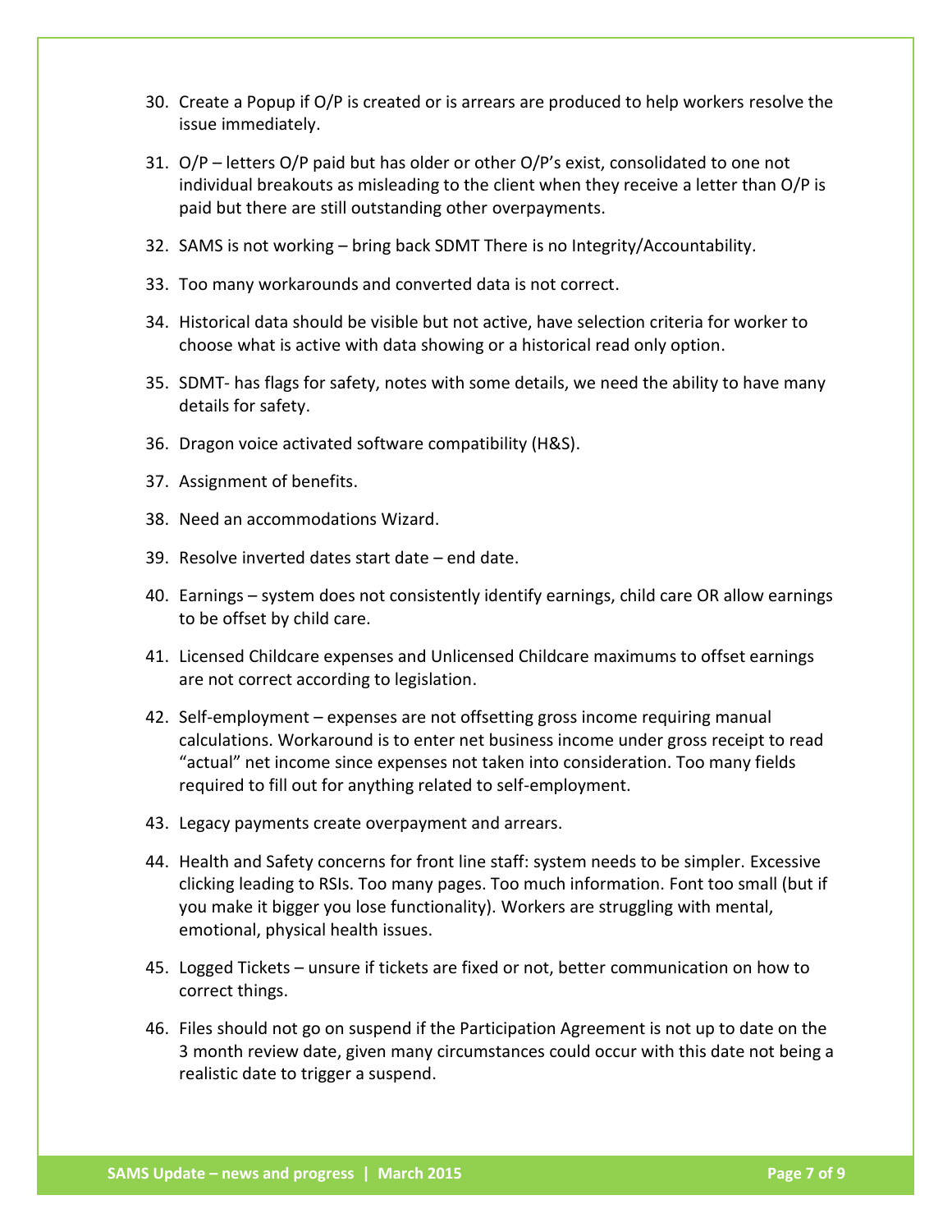30. Create a Popup if O/P is created or is arrears are produced to help workers resolve the issue immediately.

31. O/P – letters O/P paid but has older or other O/P's exist, consolidated to one not individual breakouts as misleading to the client when they receive a letter than O/P is paid but there are still outstanding other overpayments.

32. SAMS is not working – bring back SDMT There is no Integrity/Accountability.

33. Too many workarounds and converted data is not correct.

34. Historical data should be visible but not active, have selection criteria for worker to choose what is active with data showing or a historical read only option.

35. SDMT- has flags for safety, notes with some details, we need the ability to have many details for safety.

36. Dragon voice activated software compatibility (H&S).

37. Assignment of benefits.

38. Need an accommodations Wizard.

39. Resolve inverted dates start date – end date.

40. Earnings – system does not consistently identify earnings, child care OR allow earnings to be offset by child care.

41. Licensed Childcare expenses and Unlicensed Childcare maximums to offset earnings are not correct according to legislation.

42. Self-employment – expenses are not offsetting gross income requiring manual calculations. Workaround is to enter net business income under gross receipt to read "actual" net income since expenses not taken into consideration. Too many fields required to fill out for anything related to self-employment.

43. Legacy payments create overpayment and arrears.

44. Health and Safety concerns for front line staff: system needs to be simpler. Excessive clicking leading to RSIs. Too many pages. Too much information. Font too small (but if you make it bigger you lose functionality). Workers are struggling with mental, emotional, physical health issues.

45. Logged Tickets – unsure if tickets are fixed or not, better communication on how to correct things.

46. Files should not go on suspend if the Participation Agreement is not up to date on the 3 month review date, given many circumstances could occur with this date not being a realistic date to trigger a suspend.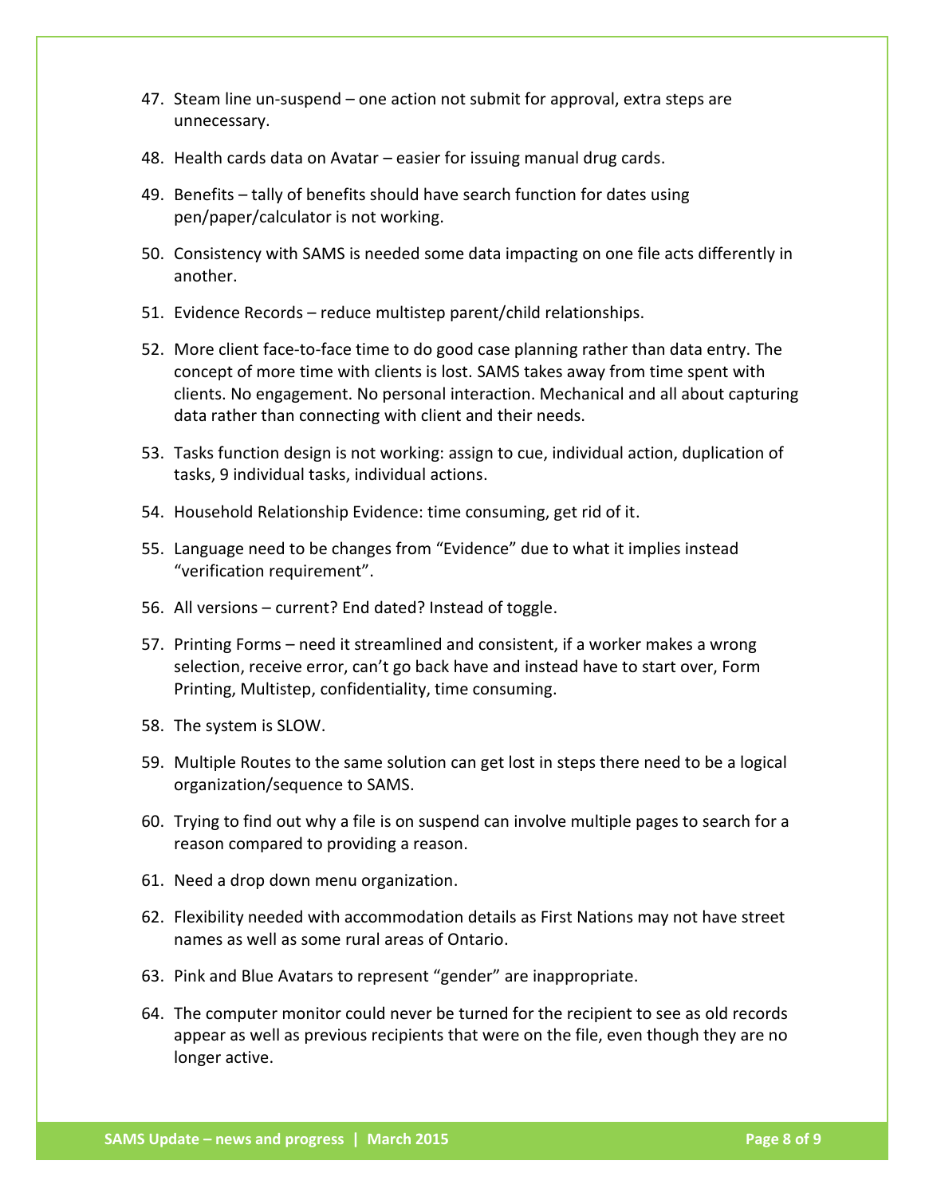47. Steam line un-suspend – one action not submit for approval, extra steps are unnecessary.

48. Health cards data on Avatar – easier for issuing manual drug cards.

49. Benefits – tally of benefits should have search function for dates using pen/paper/calculator is not working.

50. Consistency with SAMS is needed some data impacting on one file acts differently in another.

51. Evidence Records – reduce multistep parent/child relationships.

52. More client face-to-face time to do good case planning rather than data entry. The concept of more time with clients is lost. SAMS takes away from time spent with clients. No engagement. No personal interaction. Mechanical and all about capturing data rather than connecting with client and their needs.

53. Tasks function design is not working: assign to cue, individual action, duplication of tasks, 9 individual tasks, individual actions.

54. Household Relationship Evidence: time consuming, get rid of it.

55. Language need to be changes from "Evidence" due to what it implies instead "verification requirement".

56. All versions – current? End dated? Instead of toggle.

57. Printing Forms – need it streamlined and consistent, if a worker makes a wrong selection, receive error, can't go back have and instead have to start over, Form Printing, Multistep, confidentiality, time consuming.

58. The system is SLOW.

59. Multiple Routes to the same solution can get lost in steps there need to be a logical organization/sequence to SAMS.

60. Trying to find out why a file is on suspend can involve multiple pages to search for a reason compared to providing a reason.

61. Need a drop down menu organization.

62. Flexibility needed with accommodation details as First Nations may not have street names as well as some rural areas of Ontario.

63. Pink and Blue Avatars to represent "gender" are inappropriate.

64. The computer monitor could never be turned for the recipient to see as old records appear as well as previous recipients that were on the file, even though they are no longer active.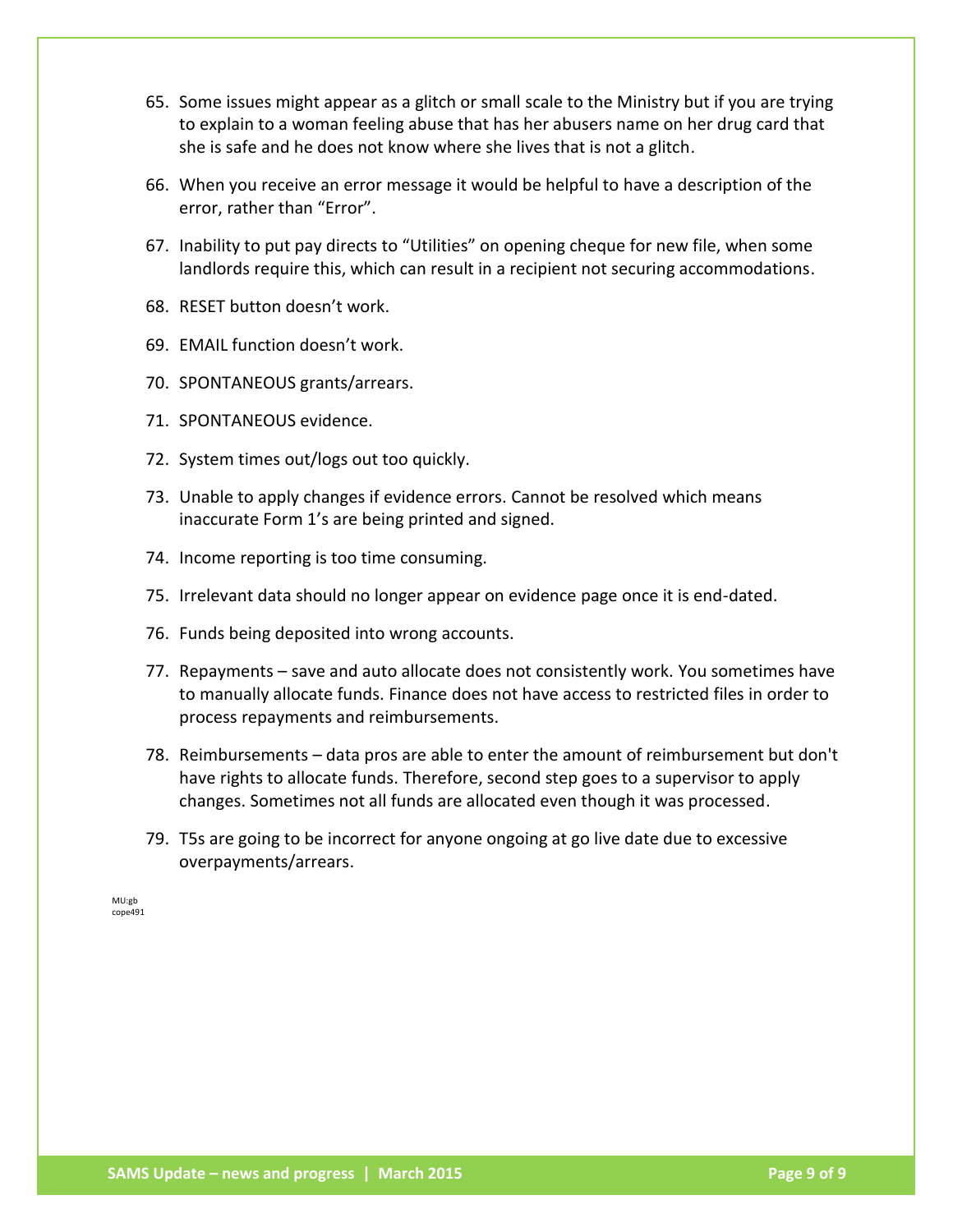65. Some issues might appear as a glitch or small scale to the Ministry but if you are trying to explain to a woman feeling abuse that has her abusers name on her drug card that she is safe and he does not know where she lives that is not a glitch.

66. When you receive an error message it would be helpful to have a description of the error, rather than "Error".

67. Inability to put pay directs to "Utilities" on opening cheque for new file, when some landlords require this, which can result in a recipient not securing accommodations.

68. RESET button doesn't work.

69. EMAIL function doesn't work.

70. SPONTANEOUS grants/arrears.

71. SPONTANEOUS evidence.

72. System times out/logs out too quickly.

73. Unable to apply changes if evidence errors. Cannot be resolved which means inaccurate Form 1's are being printed and signed.

74. Income reporting is too time consuming.

75. Irrelevant data should no longer appear on evidence page once it is end-dated.

76. Funds being deposited into wrong accounts.

77. Repayments – save and auto allocate does not consistently work. You sometimes have to manually allocate funds. Finance does not have access to restricted files in order to process repayments and reimbursements.

78. Reimbursements – data pros are able to enter the amount of reimbursement but don't have rights to allocate funds. Therefore, second step goes to a supervisor to apply changes. Sometimes not all funds are allocated even though it was processed.

79. T5s are going to be incorrect for anyone ongoing at go live date due to excessive overpayments/arrears.

MU:gb
cope491